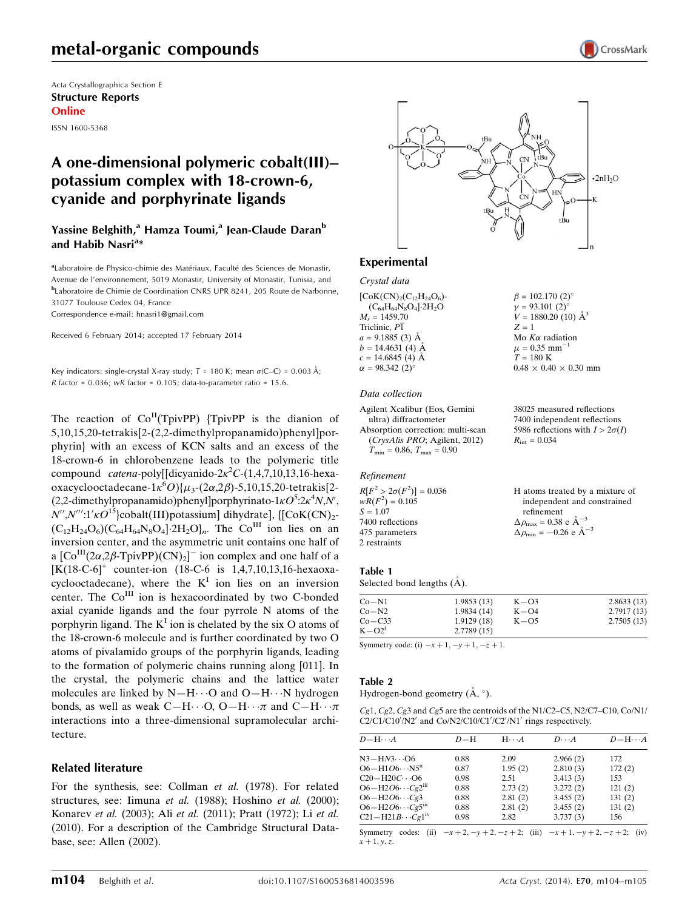metal-organic compounds

Acta Crystallographica Section E
**Structure Reports**
**Online**

ISSN 1600-5368

# A one-dimensional polymeric cobalt(III)–potassium complex with 18-crown-6, cyanide and porphyrinate ligands

**Yassine Belghith,[a] Hamza Toumi,[a] Jean-Claude Daran[b] and Habib Nasri[a]***

[a]Laboratoire de Physico-chimie des Matériaux, Faculté des Sciences de Monastir, Avenue de l'environnement, 5019 Monastir, University of Monastir, Tunisia, and [b]Laboratoire de Chimie de Coordination CNRS UPR 8241, 205 Route de Narbonne, 31077 Toulouse Cedex 04, France
Correspondence e-mail: hnasri1@gmail.com

Received 6 February 2014; accepted 17 February 2014

Key indicators: single-crystal X-ray study; $T$ = 180 K; mean $\sigma$(C–C) = 0.003 Å; $R$ factor = 0.036; $wR$ factor = 0.105; data-to-parameter ratio = 15.6.

The reaction of $Co^{II}$(TpivPP) {TpivPP is the dianion of 5,10,15,20-tetrakis[2-(2,2-dimethylpropanamido)phenyl]porphyrin} with an excess of KCN salts and an excess of the 18-crown-6 in chlorobenzene leads to the polymeric title compound *catena*-poly[[dicyanido-2$\kappa^2$*C*-(1,4,7,10,13,16-hexaoxacyclooctadecane-1$\kappa^6$*O*){$\mu_3$-(2$\alpha$,2$\beta$)-5,10,15,20-tetrakis[2-(2,2-dimethylpropanamido)phenyl]porphyrinato-1$\kappa$*O*$^5$:2$\kappa^4$*N*,*N*′,*N*′′,*N*′′′:1′$\kappa$*O*$^{15}$}cobalt(III)potassium] dihydrate], {$[CoK(CN)_2(C_{12}H_{24}O_6)(C_{64}H_{64}N_8O_4]\cdot 2H_2O\}_n$. The $Co^{III}$ ion lies on an inversion center, and the asymmetric unit contains one half of a $[Co^{III}(2\alpha,2\beta\text{-TpivPP})(CN)_2]^-$ ion complex and one half of a $[K(18\text{-C-6}]^+$ counter-ion (18-C-6 is 1,4,7,10,13,16-hexaoxacyclooctadecane), where the $K^I$ ion lies on an inversion center. The $Co^{III}$ ion is hexacoordinated by two C-bonded axial cyanide ligands and the four pyrrole N atoms of the porphyrin ligand. The $K^I$ ion is chelated by the six O atoms of the 18-crown-6 molecule and is further coordinated by two O atoms of pivalamido groups of the porphyrin ligands, leading to the formation of polymeric chains running along [011]. In the crystal, the polymeric chains and the lattice water molecules are linked by N—H$\cdots$O and O—H$\cdots$N hydrogen bonds, as well as weak C—H$\cdots$O, O—H$\cdots\pi$ and C—H$\cdots\pi$ interactions into a three-dimensional supramolecular architecture.

## Related literature

For the synthesis, see: Collman *et al.* (1978). For related structures, see: Iimuna *et al.* (1988); Hoshino *et al.* (2000); Konarev *et al.* (2003); Ali *et al.* (2011); Pratt (1972); Li *et al.* (2010). For a description of the Cambridge Structural Database, see: Allen (2002).

## Experimental

### *Crystal data*

$[CoK(CN)_2(C_{12}H_{24}O_6)(C_{64}H_{64}N_8O_4)]\cdot 2H_2O$
$M_r$ = 1459.70
Triclinic, $P\overline{1}$
$a$ = 9.1885 (3) Å
$b$ = 14.4631 (4) Å
$c$ = 14.6845 (4) Å
$\alpha$ = 98.342 (2)°
$\beta$ = 102.170 (2)°
$\gamma$ = 93.101 (2)°
$V$ = 1880.20 (10) Å$^3$
$Z$ = 1
Mo $K\alpha$ radiation
$\mu$ = 0.35 mm$^{-1}$
$T$ = 180 K
0.48 × 0.40 × 0.30 mm

### *Data collection*

Agilent Xcalibur (Eos, Gemini ultra) diffractometer
Absorption correction: multi-scan (*CrysAlis PRO*; Agilent, 2012)
$T_{min}$ = 0.86, $T_{max}$ = 0.90
38025 measured reflections
7400 independent reflections
5986 reflections with $I > 2\sigma(I)$
$R_{int}$ = 0.034

### *Refinement*

$R[F^2 > 2\sigma(F^2)]$ = 0.036
$wR(F^2)$ = 0.105
$S$ = 1.07
7400 reflections
475 parameters
2 restraints
H atoms treated by a mixture of independent and constrained refinement
$\Delta\rho_{max}$ = 0.38 e Å$^{-3}$
$\Delta\rho_{min}$ = −0.26 e Å$^{-3}$

**Table 1**
Selected bond lengths (Å).

| | | | |
|---|---|---|---|
| Co—N1 | 1.9853 (13) | K—O3 | 2.8633 (13) |
| Co—N2 | 1.9834 (14) | K—O4 | 2.7917 (13) |
| Co—C33 | 1.9129 (18) | K—O5 | 2.7505 (13) |
| K—O2$^i$ | 2.7789 (15) | | |

Symmetry code: (i) $-x+1, -y+1, -z+1$.

**Table 2**
Hydrogen-bond geometry (Å, °).

*Cg*1, *Cg*2, *Cg*3 and *Cg*5 are the centroids of the N1/C2–C5, N2/C7–C10, Co/N1/C2/C1/C10′/N2′ and Co/N2/C10/C1′/C2′/N1′ rings respectively.

| $D$—H$\cdots A$ | $D$—H | H$\cdots A$ | $D\cdots A$ | $D$—H$\cdots A$ |
|---|---|---|---|---|
| N3—HN3$\cdots$O6 | 0.88 | 2.09 | 2.966 (2) | 172 |
| O6—H1O6$\cdots$N5$^{ii}$ | 0.87 | 1.95 (2) | 2.810 (3) | 172 (2) |
| C20—H20C$\cdots$O6 | 0.98 | 2.51 | 3.413 (3) | 153 |
| O6—H2O6$\cdots$*Cg*2$^{iii}$ | 0.88 | 2.73 (2) | 3.272 (2) | 121 (2) |
| O6—H2O6$\cdots$*Cg*3 | 0.88 | 2.81 (2) | 3.455 (2) | 131 (2) |
| O6—H2O6$\cdots$*Cg*5$^{iii}$ | 0.88 | 2.81 (2) | 3.455 (2) | 131 (2) |
| C21—H21B$\cdots$*Cg*1$^{iv}$ | 0.98 | 2.82 | 3.737 (3) | 156 |

Symmetry codes: (ii) $-x+2, -y+2, -z+2$; (iii) $-x+1, -y+2, -z+2$; (iv) $x+1, y, z$.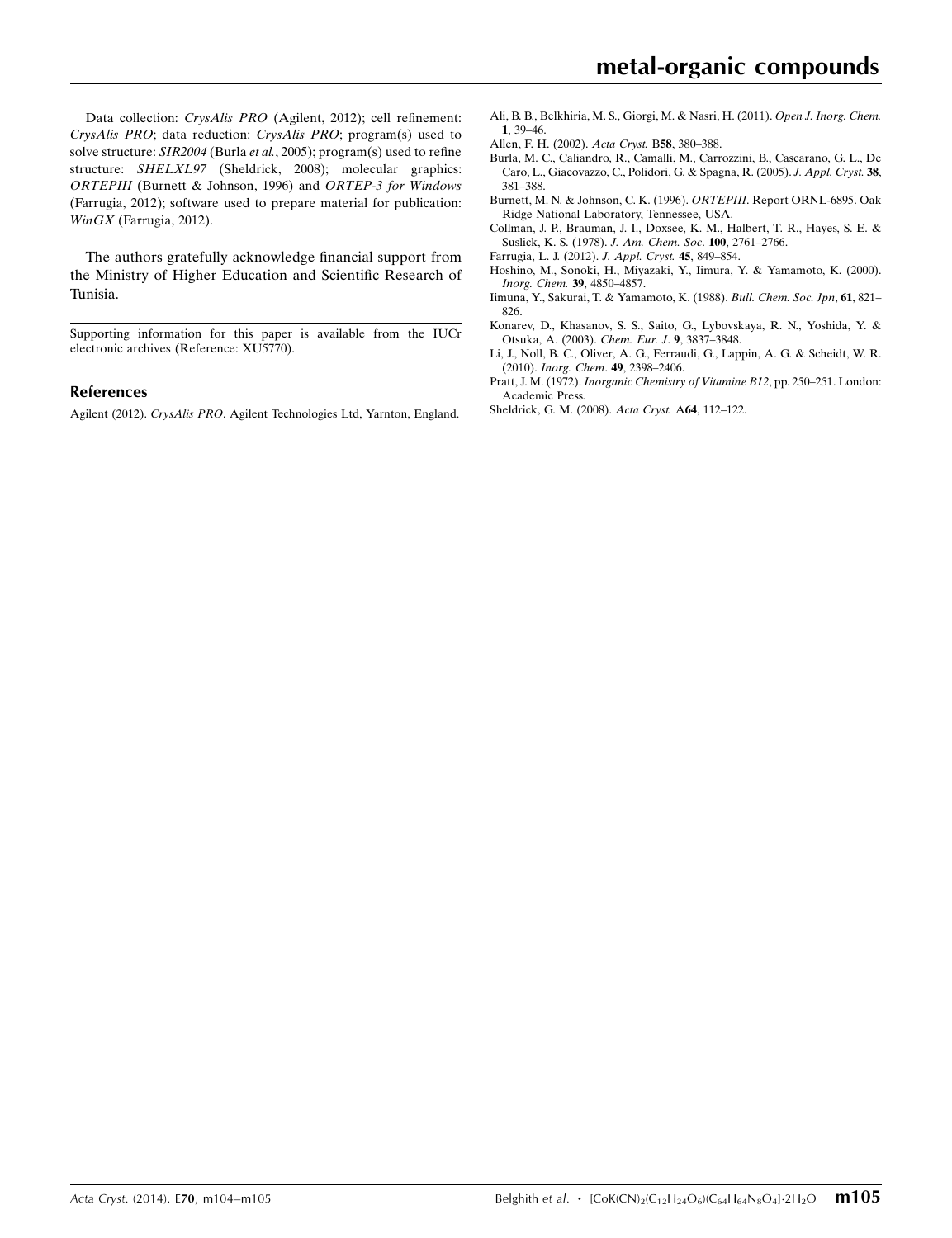Data collection: *CrysAlis PRO* (Agilent, 2012); cell refinement: *CrysAlis PRO*; data reduction: *CrysAlis PRO*; program(s) used to solve structure: *SIR2004* (Burla *et al.*, 2005); program(s) used to refine structure: *SHELXL97* (Sheldrick, 2008); molecular graphics: *ORTEPIII* (Burnett & Johnson, 1996) and *ORTEP-3 for Windows* (Farrugia, 2012); software used to prepare material for publication: *WinGX* (Farrugia, 2012).

The authors gratefully acknowledge financial support from the Ministry of Higher Education and Scientific Research of Tunisia.

Supporting information for this paper is available from the IUCr electronic archives (Reference: XU5770).

## References

Agilent (2012). *CrysAlis PRO*. Agilent Technologies Ltd, Yarnton, England.

Ali, B. B., Belkhiria, M. S., Giorgi, M. & Nasri, H. (2011). *Open J. Inorg. Chem.* **1**, 39–46.

Allen, F. H. (2002). *Acta Cryst.* B**58**, 380–388.

Burla, M. C., Caliandro, R., Camalli, M., Carrozzini, B., Cascarano, G. L., De Caro, L., Giacovazzo, C., Polidori, G. & Spagna, R. (2005). *J. Appl. Cryst.* **38**, 381–388.

Burnett, M. N. & Johnson, C. K. (1996). *ORTEPIII*. Report ORNL-6895. Oak Ridge National Laboratory, Tennessee, USA.

Collman, J. P., Brauman, J. I., Doxsee, K. M., Halbert, T. R., Hayes, S. E. & Suslick, K. S. (1978). *J. Am. Chem. Soc.* **100**, 2761–2766.

Farrugia, L. J. (2012). *J. Appl. Cryst.* **45**, 849–854.

Hoshino, M., Sonoki, H., Miyazaki, Y., Iimura, Y. & Yamamoto, K. (2000). *Inorg. Chem.* **39**, 4850–4857.

Iimuna, Y., Sakurai, T. & Yamamoto, K. (1988). *Bull. Chem. Soc. Jpn*, **61**, 821–826.

Konarev, D., Khasanov, S. S., Saito, G., Lybovskaya, R. N., Yoshida, Y. & Otsuka, A. (2003). *Chem. Eur. J.* **9**, 3837–3848.

Li, J., Noll, B. C., Oliver, A. G., Ferraudi, G., Lappin, A. G. & Scheidt, W. R. (2010). *Inorg. Chem.* **49**, 2398–2406.

Pratt, J. M. (1972). *Inorganic Chemistry of Vitamine B12*, pp. 250–251. London: Academic Press.

Sheldrick, G. M. (2008). *Acta Cryst.* A**64**, 112–122.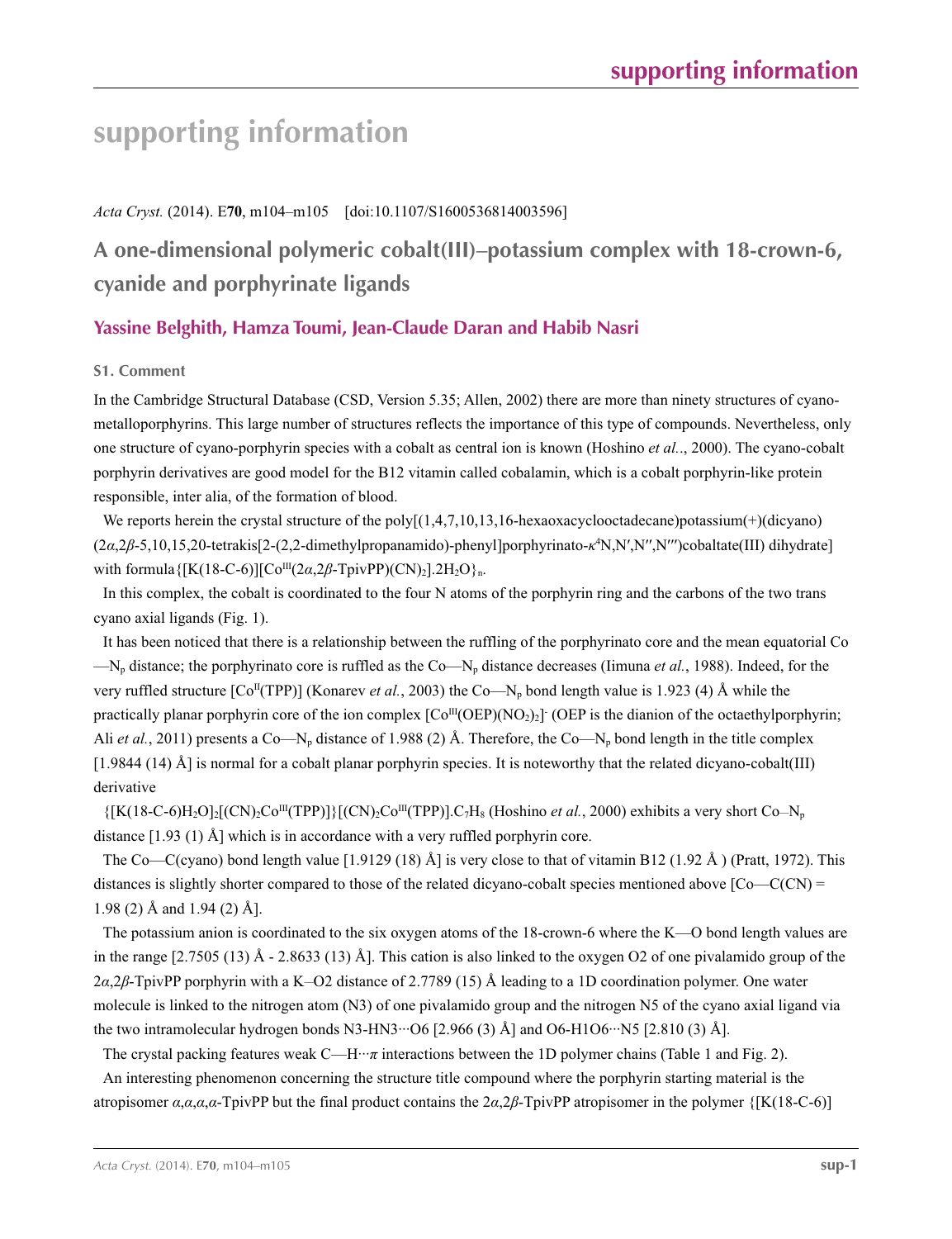# supporting information

*Acta Cryst.* (2014). E**70**, m104–m105    [doi:10.1107/S1600536814003596]

## A one-dimensional polymeric cobalt(III)–potassium complex with 18-crown-6, cyanide and porphyrinate ligands

### Yassine Belghith, Hamza Toumi, Jean-Claude Daran and Habib Nasri

#### S1. Comment

In the Cambridge Structural Database (CSD, Version 5.35; Allen, 2002) there are more than ninety structures of cyano-metalloporphyrins. This large number of structures reflects the importance of this type of compounds. Nevertheless, only one structure of cyano-porphyrin species with a cobalt as central ion is known (Hoshino *et al.*., 2000). The cyano-cobalt porphyrin derivatives are good model for the B12 vitamin called cobalamin, which is a cobalt porphyrin-like protein responsible, inter alia, of the formation of blood.

We reports herein the crystal structure of the poly[(1,4,7,10,13,16-hexaoxacyclooctadecane)potassium(+)(dicyano)(2*α*,2*β*-5,10,15,20-tetrakis[2-(2,2-dimethylpropanamido)-phenyl]porphyrinato-$\kappa^4$N,N′,N′′,N′′′)cobaltate(III) dihydrate] with formula{[K(18-C-6)][$Co^{III}$(2*α*,2*β*-TpivPP)$(CN)_2$].$2H_2O$}$_n$.

In this complex, the cobalt is coordinated to the four N atoms of the porphyrin ring and the carbons of the two trans cyano axial ligands (Fig. 1).

It has been noticed that there is a relationship between the ruffling of the porphyrinato core and the mean equatorial Co—$N_p$ distance; the porphyrinato core is ruffled as the Co—$N_p$ distance decreases (Iimuna *et al.*, 1988). Indeed, for the very ruffled structure [$Co^{II}$(TPP)] (Konarev *et al.*, 2003) the Co—$N_p$ bond length value is 1.923 (4) Å while the practically planar porphyrin core of the ion complex $[Co^{III}(OEP)(NO_2)_2]^-$ (OEP is the dianion of the octaethylporphyrin; Ali *et al.*, 2011) presents a Co—$N_p$ distance of 1.988 (2) Å. Therefore, the Co—$N_p$ bond length in the title complex [1.9844 (14) Å] is normal for a cobalt planar porphyrin species. It is noteworthy that the related dicyano-cobalt(III) derivative

{$[K(18\text{-}C\text{-}6)H_2O]_2[(CN)_2Co^{III}(TPP)]$}$[(CN)_2Co^{III}(TPP)].C_7H_8$ (Hoshino *et al.*, 2000) exhibits a very short Co–$N_p$ distance [1.93 (1) Å] which is in accordance with a very ruffled porphyrin core.

The Co—C(cyano) bond length value [1.9129 (18) Å] is very close to that of vitamin B12 (1.92 Å ) (Pratt, 1972). This distances is slightly shorter compared to those of the related dicyano-cobalt species mentioned above [Co—C(CN) = 1.98 (2) Å and 1.94 (2) Å].

The potassium anion is coordinated to the six oxygen atoms of the 18-crown-6 where the K—O bond length values are in the range [2.7505 (13) Å - 2.8633 (13) Å]. This cation is also linked to the oxygen O2 of one pivalamido group of the 2*α*,2*β*-TpivPP porphyrin with a K–O2 distance of 2.7789 (15) Å leading to a 1D coordination polymer. One water molecule is linked to the nitrogen atom (N3) of one pivalamido group and the nitrogen N5 of the cyano axial ligand via the two intramolecular hydrogen bonds N3-HN3···O6 [2.966 (3) Å] and O6-H1O6···N5 [2.810 (3) Å].

The crystal packing features weak C—H···*π* interactions between the 1D polymer chains (Table 1 and Fig. 2).

An interesting phenomenon concerning the structure title compound where the porphyrin starting material is the atropisomer *α*,*α*,*α*,*α*-TpivPP but the final product contains the 2*α*,2*β*-TpivPP atropisomer in the polymer {[K(18-C-6)]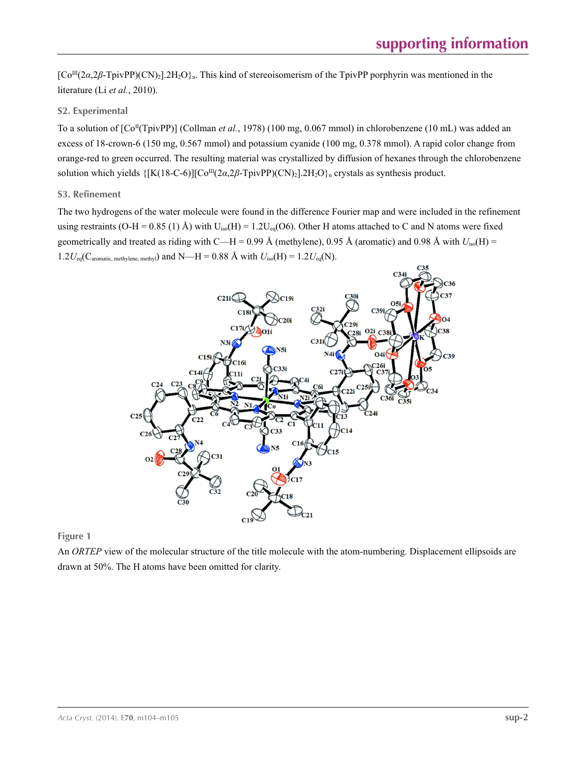$[Co^{III}(2\alpha,2\beta\text{-TpivPP})(CN)_2].2H_2O\}_n$. This kind of stereoisomerism of the TpivPP porphyrin was mentioned in the literature (Li *et al.*, 2010).

### S2. Experimental

To a solution of $[Co^{II}(TpivPP)]$ (Collman *et al.*, 1978) (100 mg, 0.067 mmol) in chlorobenzene (10 mL) was added an excess of 18-crown-6 (150 mg, 0.567 mmol) and potassium cyanide (100 mg, 0.378 mmol). A rapid color change from orange-red to green occurred. The resulting material was crystallized by diffusion of hexanes through the chlorobenzene solution which yields $\{[K(18\text{-C-6})][Co^{III}(2\alpha,2\beta\text{-TpivPP})(CN)_2].2H_2O\}_n$ crystals as synthesis product.

### S3. Refinement

The two hydrogens of the water molecule were found in the difference Fourier map and were included in the refinement using restraints (O-H = 0.85 (1) Å) with $U_{iso}(H) = 1.2U_{eq}(O6)$. Other H atoms attached to C and N atoms were fixed geometrically and treated as riding with C—H = 0.99 Å (methylene), 0.95 Å (aromatic) and 0.98 Å with $U_{iso}(H) = 1.2U_{eq}(C_{aromatic,\ methylene,\ methyl})$ and N—H = 0.88 Å with $U_{iso}(H) = 1.2U_{eq}(N)$.

**Figure 1**

An *ORTEP* view of the molecular structure of the title molecule with the atom-numbering. Displacement ellipsoids are drawn at 50%. The H atoms have been omitted for clarity.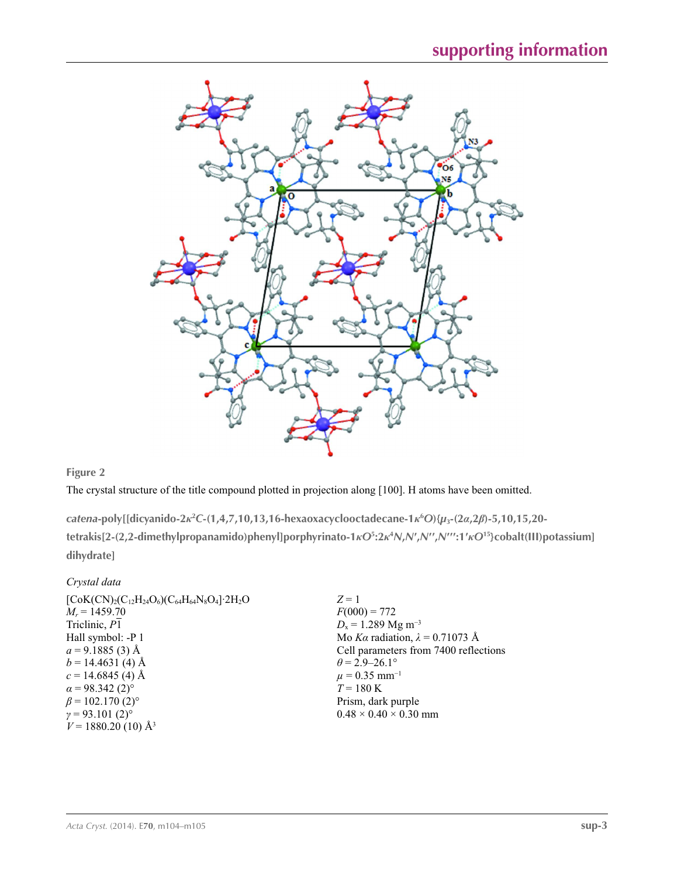**Figure 2**

The crystal structure of the title compound plotted in projection along [100]. H atoms have been omitted.

***catena*-poly[[dicyanido-2$\kappa^2C$-(1,4,7,10,13,16-hexaoxacyclooctadecane-1$\kappa^6O$){$\mu_3$-(2$\alpha$,2$\beta$)-5,10,15,20-tetrakis[2-(2,2-dimethylpropanamido)phenyl]porphyrinato-1$\kappa O^5$:2$\kappa^4N,N',N'',N'''$:1'$\kappa O^{15}$}cobalt(III)potassium] dihydrate]**

### *Crystal data*

[CoK(CN)$_2$(C$_{12}$H$_{24}$O$_6$)(C$_{64}$H$_{64}$N$_8$O$_4$)]·2H$_2$O
$M_r$ = 1459.70
Triclinic, $P\overline{1}$
Hall symbol: -P 1
$a$ = 9.1885 (3) Å
$b$ = 14.4631 (4) Å
$c$ = 14.6845 (4) Å
$\alpha$ = 98.342 (2)°
$\beta$ = 102.170 (2)°
$\gamma$ = 93.101 (2)°
$V$ = 1880.20 (10) Å$^3$
$Z$ = 1
$F(000)$ = 772
$D_x$ = 1.289 Mg m$^{-3}$
Mo $K\alpha$ radiation, $\lambda$ = 0.71073 Å
Cell parameters from 7400 reflections
$\theta$ = 2.9–26.1°
$\mu$ = 0.35 mm$^{-1}$
$T$ = 180 K
Prism, dark purple
0.48 × 0.40 × 0.30 mm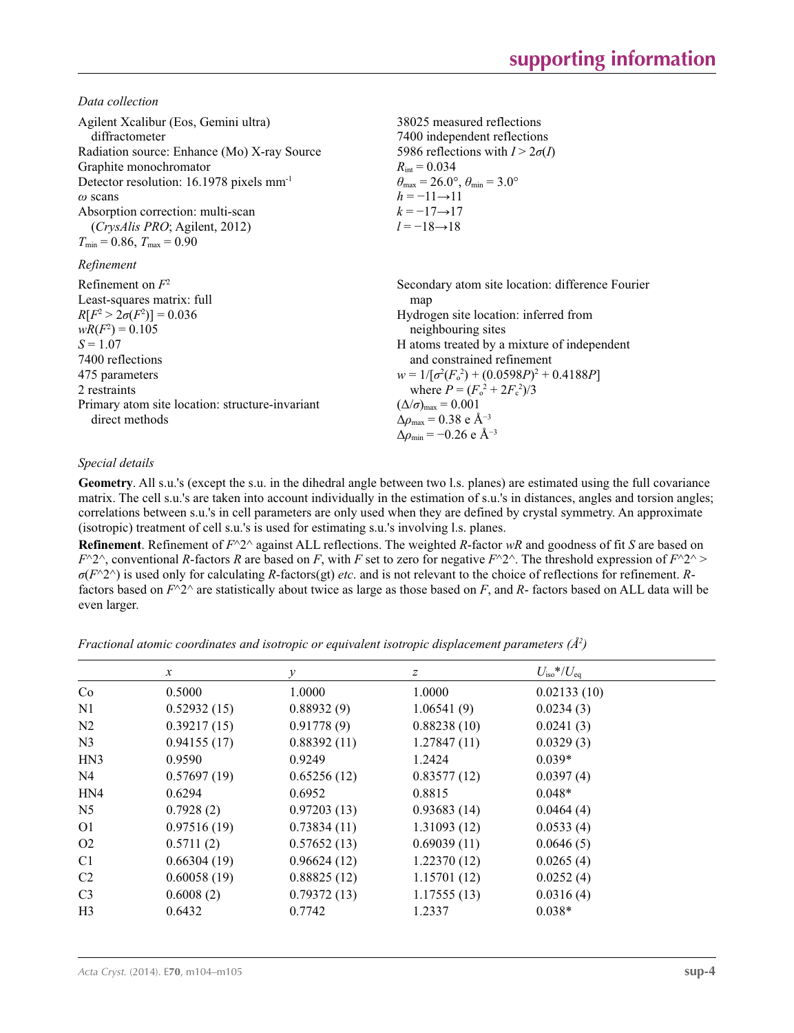*Data collection*

| | |
|---|---|
| Agilent Xcalibur (Eos, Gemini ultra) diffractometer | 38025 measured reflections |
| Radiation source: Enhance (Mo) X-ray Source | 7400 independent reflections |
| Graphite monochromator | 5986 reflections with $I > 2\sigma(I)$ |
| Detector resolution: 16.1978 pixels mm$^{-1}$ | $R_{int} = 0.034$ |
| $\omega$ scans | $\theta_{max} = 26.0°$, $\theta_{min} = 3.0°$ |
| Absorption correction: multi-scan (*CrysAlis PRO*; Agilent, 2012) | $h = -11 \rightarrow 11$ |
| $T_{min} = 0.86$, $T_{max} = 0.90$ | $k = -17 \rightarrow 17$ |
| | $l = -18 \rightarrow 18$ |

*Refinement*

| | |
|---|---|
| Refinement on $F^2$ | Secondary atom site location: difference Fourier map |
| Least-squares matrix: full | Hydrogen site location: inferred from neighbouring sites |
| $R[F^2 > 2\sigma(F^2)] = 0.036$ | H atoms treated by a mixture of independent and constrained refinement |
| $wR(F^2) = 0.105$ | $w = 1/[\sigma^2(F_o^2) + (0.0598P)^2 + 0.4188P]$ where $P = (F_o^2 + 2F_c^2)/3$ |
| $S = 1.07$ | $(\Delta/\sigma)_{max} = 0.001$ |
| 7400 reflections | $\Delta\rho_{max} = 0.38$ e Å$^{-3}$ |
| 475 parameters | $\Delta\rho_{min} = -0.26$ e Å$^{-3}$ |
| 2 restraints | |
| Primary atom site location: structure-invariant direct methods | |

*Special details*

**Geometry**. All s.u.'s (except the s.u. in the dihedral angle between two l.s. planes) are estimated using the full covariance matrix. The cell s.u.'s are taken into account individually in the estimation of s.u.'s in distances, angles and torsion angles; correlations between s.u.'s in cell parameters are only used when they are defined by crystal symmetry. An approximate (isotropic) treatment of cell s.u.'s is used for estimating s.u.'s involving l.s. planes.

**Refinement**. Refinement of *F*^2^ against ALL reflections. The weighted *R*-factor *wR* and goodness of fit *S* are based on *F*^2^, conventional *R*-factors *R* are based on *F*, with *F* set to zero for negative *F*^2^. The threshold expression of *F*^2^ > σ(*F*^2^) is used only for calculating *R*-factors(gt) *etc*. and is not relevant to the choice of reflections for refinement. *R*-factors based on *F*^2^ are statistically about twice as large as those based on *F*, and *R*- factors based on ALL data will be even larger.

*Fractional atomic coordinates and isotropic or equivalent isotropic displacement parameters (Å$^2$)*

| | *x* | *y* | *z* | $U_{iso}$*/$U_{eq}$ |
|---|---|---|---|---|
| Co | 0.5000 | 1.0000 | 1.0000 | 0.02133 (10) |
| N1 | 0.52932 (15) | 0.88932 (9) | 1.06541 (9) | 0.0234 (3) |
| N2 | 0.39217 (15) | 0.91778 (9) | 0.88238 (10) | 0.0241 (3) |
| N3 | 0.94155 (17) | 0.88392 (11) | 1.27847 (11) | 0.0329 (3) |
| HN3 | 0.9590 | 0.9249 | 1.2424 | 0.039* |
| N4 | 0.57697 (19) | 0.65256 (12) | 0.83577 (12) | 0.0397 (4) |
| HN4 | 0.6294 | 0.6952 | 0.8815 | 0.048* |
| N5 | 0.7928 (2) | 0.97203 (13) | 0.93683 (14) | 0.0464 (4) |
| O1 | 0.97516 (19) | 0.73834 (11) | 1.31093 (12) | 0.0533 (4) |
| O2 | 0.5711 (2) | 0.57652 (13) | 0.69039 (11) | 0.0646 (5) |
| C1 | 0.66304 (19) | 0.96624 (12) | 1.22370 (12) | 0.0265 (4) |
| C2 | 0.60058 (19) | 0.88825 (12) | 1.15701 (12) | 0.0252 (4) |
| C3 | 0.6008 (2) | 0.79372 (13) | 1.17555 (13) | 0.0316 (4) |
| H3 | 0.6432 | 0.7742 | 1.2337 | 0.038* |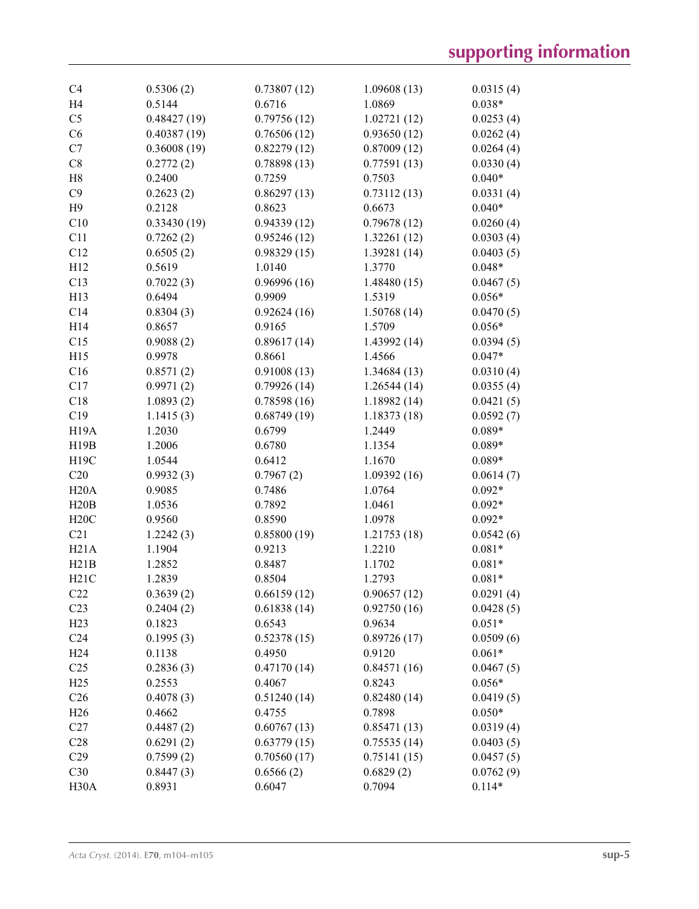| | | | | |
|---|---|---|---|---|
| C4 | 0.5306 (2) | 0.73807 (12) | 1.09608 (13) | 0.0315 (4) |
| H4 | 0.5144 | 0.6716 | 1.0869 | 0.038* |
| C5 | 0.48427 (19) | 0.79756 (12) | 1.02721 (12) | 0.0253 (4) |
| C6 | 0.40387 (19) | 0.76506 (12) | 0.93650 (12) | 0.0262 (4) |
| C7 | 0.36008 (19) | 0.82279 (12) | 0.87009 (12) | 0.0264 (4) |
| C8 | 0.2772 (2) | 0.78898 (13) | 0.77591 (13) | 0.0330 (4) |
| H8 | 0.2400 | 0.7259 | 0.7503 | 0.040* |
| C9 | 0.2623 (2) | 0.86297 (13) | 0.73112 (13) | 0.0331 (4) |
| H9 | 0.2128 | 0.8623 | 0.6673 | 0.040* |
| C10 | 0.33430 (19) | 0.94339 (12) | 0.79678 (12) | 0.0260 (4) |
| C11 | 0.7262 (2) | 0.95246 (12) | 1.32261 (12) | 0.0303 (4) |
| C12 | 0.6505 (2) | 0.98329 (15) | 1.39281 (14) | 0.0403 (5) |
| H12 | 0.5619 | 1.0140 | 1.3770 | 0.048* |
| C13 | 0.7022 (3) | 0.96996 (16) | 1.48480 (15) | 0.0467 (5) |
| H13 | 0.6494 | 0.9909 | 1.5319 | 0.056* |
| C14 | 0.8304 (3) | 0.92624 (16) | 1.50768 (14) | 0.0470 (5) |
| H14 | 0.8657 | 0.9165 | 1.5709 | 0.056* |
| C15 | 0.9088 (2) | 0.89617 (14) | 1.43992 (14) | 0.0394 (5) |
| H15 | 0.9978 | 0.8661 | 1.4566 | 0.047* |
| C16 | 0.8571 (2) | 0.91008 (13) | 1.34684 (13) | 0.0310 (4) |
| C17 | 0.9971 (2) | 0.79926 (14) | 1.26544 (14) | 0.0355 (4) |
| C18 | 1.0893 (2) | 0.78598 (16) | 1.18982 (14) | 0.0421 (5) |
| C19 | 1.1415 (3) | 0.68749 (19) | 1.18373 (18) | 0.0592 (7) |
| H19A | 1.2030 | 0.6799 | 1.2449 | 0.089* |
| H19B | 1.2006 | 0.6780 | 1.1354 | 0.089* |
| H19C | 1.0544 | 0.6412 | 1.1670 | 0.089* |
| C20 | 0.9932 (3) | 0.7967 (2) | 1.09392 (16) | 0.0614 (7) |
| H20A | 0.9085 | 0.7486 | 1.0764 | 0.092* |
| H20B | 1.0536 | 0.7892 | 1.0461 | 0.092* |
| H20C | 0.9560 | 0.8590 | 1.0978 | 0.092* |
| C21 | 1.2242 (3) | 0.85800 (19) | 1.21753 (18) | 0.0542 (6) |
| H21A | 1.1904 | 0.9213 | 1.2210 | 0.081* |
| H21B | 1.2852 | 0.8487 | 1.1702 | 0.081* |
| H21C | 1.2839 | 0.8504 | 1.2793 | 0.081* |
| C22 | 0.3639 (2) | 0.66159 (12) | 0.90657 (12) | 0.0291 (4) |
| C23 | 0.2404 (2) | 0.61838 (14) | 0.92750 (16) | 0.0428 (5) |
| H23 | 0.1823 | 0.6543 | 0.9634 | 0.051* |
| C24 | 0.1995 (3) | 0.52378 (15) | 0.89726 (17) | 0.0509 (6) |
| H24 | 0.1138 | 0.4950 | 0.9120 | 0.061* |
| C25 | 0.2836 (3) | 0.47170 (14) | 0.84571 (16) | 0.0467 (5) |
| H25 | 0.2553 | 0.4067 | 0.8243 | 0.056* |
| C26 | 0.4078 (3) | 0.51240 (14) | 0.82480 (14) | 0.0419 (5) |
| H26 | 0.4662 | 0.4755 | 0.7898 | 0.050* |
| C27 | 0.4487 (2) | 0.60767 (13) | 0.85471 (13) | 0.0319 (4) |
| C28 | 0.6291 (2) | 0.63779 (15) | 0.75535 (14) | 0.0403 (5) |
| C29 | 0.7599 (2) | 0.70560 (17) | 0.75141 (15) | 0.0457 (5) |
| C30 | 0.8447 (3) | 0.6566 (2) | 0.6829 (2) | 0.0762 (9) |
| H30A | 0.8931 | 0.6047 | 0.7094 | 0.114* |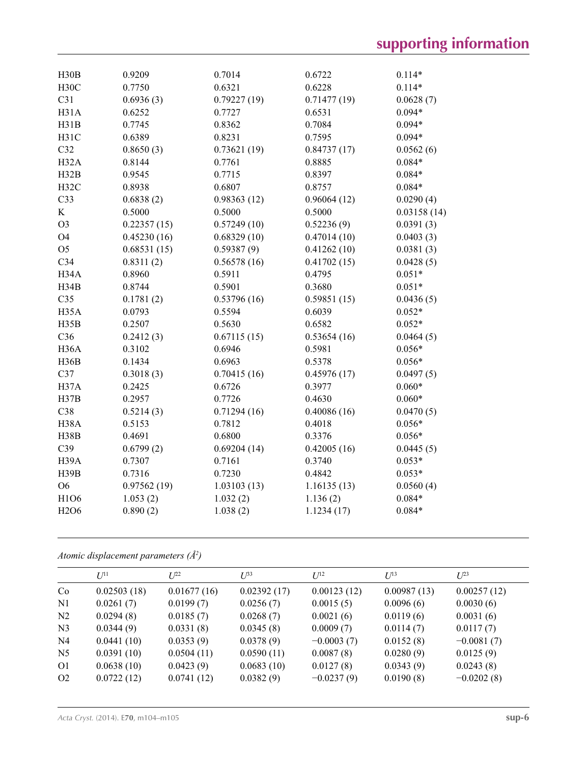| | | | | |
|---|---|---|---|---|
| H30B | 0.9209 | 0.7014 | 0.6722 | 0.114* |
| H30C | 0.7750 | 0.6321 | 0.6228 | 0.114* |
| C31 | 0.6936 (3) | 0.79227 (19) | 0.71477 (19) | 0.0628 (7) |
| H31A | 0.6252 | 0.7727 | 0.6531 | 0.094* |
| H31B | 0.7745 | 0.8362 | 0.7084 | 0.094* |
| H31C | 0.6389 | 0.8231 | 0.7595 | 0.094* |
| C32 | 0.8650 (3) | 0.73621 (19) | 0.84737 (17) | 0.0562 (6) |
| H32A | 0.8144 | 0.7761 | 0.8885 | 0.084* |
| H32B | 0.9545 | 0.7715 | 0.8397 | 0.084* |
| H32C | 0.8938 | 0.6807 | 0.8757 | 0.084* |
| C33 | 0.6838 (2) | 0.98363 (12) | 0.96064 (12) | 0.0290 (4) |
| K | 0.5000 | 0.5000 | 0.5000 | 0.03158 (14) |
| O3 | 0.22357 (15) | 0.57249 (10) | 0.52236 (9) | 0.0391 (3) |
| O4 | 0.45230 (16) | 0.68329 (10) | 0.47014 (10) | 0.0403 (3) |
| O5 | 0.68531 (15) | 0.59387 (9) | 0.41262 (10) | 0.0381 (3) |
| C34 | 0.8311 (2) | 0.56578 (16) | 0.41702 (15) | 0.0428 (5) |
| H34A | 0.8960 | 0.5911 | 0.4795 | 0.051* |
| H34B | 0.8744 | 0.5901 | 0.3680 | 0.051* |
| C35 | 0.1781 (2) | 0.53796 (16) | 0.59851 (15) | 0.0436 (5) |
| H35A | 0.0793 | 0.5594 | 0.6039 | 0.052* |
| H35B | 0.2507 | 0.5630 | 0.6582 | 0.052* |
| C36 | 0.2412 (3) | 0.67115 (15) | 0.53654 (16) | 0.0464 (5) |
| H36A | 0.3102 | 0.6946 | 0.5981 | 0.056* |
| H36B | 0.1434 | 0.6963 | 0.5378 | 0.056* |
| C37 | 0.3018 (3) | 0.70415 (16) | 0.45976 (17) | 0.0497 (5) |
| H37A | 0.2425 | 0.6726 | 0.3977 | 0.060* |
| H37B | 0.2957 | 0.7726 | 0.4630 | 0.060* |
| C38 | 0.5214 (3) | 0.71294 (16) | 0.40086 (16) | 0.0470 (5) |
| H38A | 0.5153 | 0.7812 | 0.4018 | 0.056* |
| H38B | 0.4691 | 0.6800 | 0.3376 | 0.056* |
| C39 | 0.6799 (2) | 0.69204 (14) | 0.42005 (16) | 0.0445 (5) |
| H39A | 0.7307 | 0.7161 | 0.3740 | 0.053* |
| H39B | 0.7316 | 0.7230 | 0.4842 | 0.053* |
| O6 | 0.97562 (19) | 1.03103 (13) | 1.16135 (13) | 0.0560 (4) |
| H1O6 | 1.053 (2) | 1.032 (2) | 1.136 (2) | 0.084* |
| H2O6 | 0.890 (2) | 1.038 (2) | 1.1234 (17) | 0.084* |

*Atomic displacement parameters (Å$^2$)*

| | $U^{11}$ | $U^{22}$ | $U^{33}$ | $U^{12}$ | $U^{13}$ | $U^{23}$ |
|---|---|---|---|---|---|---|
| Co | 0.02503 (18) | 0.01677 (16) | 0.02392 (17) | 0.00123 (12) | 0.00987 (13) | 0.00257 (12) |
| N1 | 0.0261 (7) | 0.0199 (7) | 0.0256 (7) | 0.0015 (5) | 0.0096 (6) | 0.0030 (6) |
| N2 | 0.0294 (8) | 0.0185 (7) | 0.0268 (7) | 0.0021 (6) | 0.0119 (6) | 0.0031 (6) |
| N3 | 0.0344 (9) | 0.0331 (8) | 0.0345 (8) | 0.0009 (7) | 0.0114 (7) | 0.0117 (7) |
| N4 | 0.0441 (10) | 0.0353 (9) | 0.0378 (9) | −0.0003 (7) | 0.0152 (8) | −0.0081 (7) |
| N5 | 0.0391 (10) | 0.0504 (11) | 0.0590 (11) | 0.0087 (8) | 0.0280 (9) | 0.0125 (9) |
| O1 | 0.0638 (10) | 0.0423 (9) | 0.0683 (10) | 0.0127 (8) | 0.0343 (9) | 0.0243 (8) |
| O2 | 0.0722 (12) | 0.0741 (12) | 0.0382 (9) | −0.0237 (9) | 0.0190 (8) | −0.0202 (8) |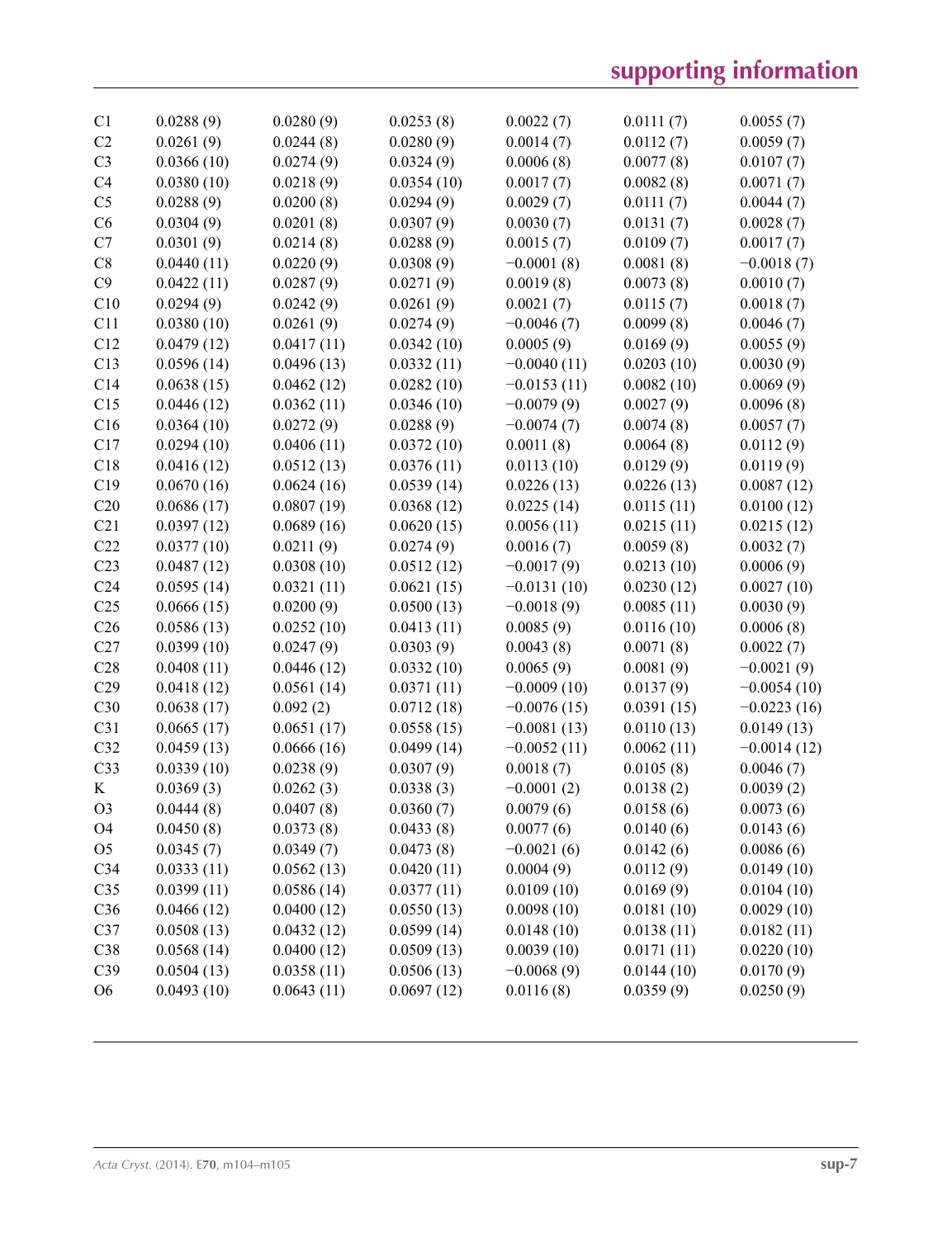|  |  |  |  |  |  |  |
|---|---|---|---|---|---|---|
| C1 | 0.0288 (9) | 0.0280 (9) | 0.0253 (8) | 0.0022 (7) | 0.0111 (7) | 0.0055 (7) |
| C2 | 0.0261 (9) | 0.0244 (8) | 0.0280 (9) | 0.0014 (7) | 0.0112 (7) | 0.0059 (7) |
| C3 | 0.0366 (10) | 0.0274 (9) | 0.0324 (9) | 0.0006 (8) | 0.0077 (8) | 0.0107 (7) |
| C4 | 0.0380 (10) | 0.0218 (9) | 0.0354 (10) | 0.0017 (7) | 0.0082 (8) | 0.0071 (7) |
| C5 | 0.0288 (9) | 0.0200 (8) | 0.0294 (9) | 0.0029 (7) | 0.0111 (7) | 0.0044 (7) |
| C6 | 0.0304 (9) | 0.0201 (8) | 0.0307 (9) | 0.0030 (7) | 0.0131 (7) | 0.0028 (7) |
| C7 | 0.0301 (9) | 0.0214 (8) | 0.0288 (9) | 0.0015 (7) | 0.0109 (7) | 0.0017 (7) |
| C8 | 0.0440 (11) | 0.0220 (9) | 0.0308 (9) | −0.0001 (8) | 0.0081 (8) | −0.0018 (7) |
| C9 | 0.0422 (11) | 0.0287 (9) | 0.0271 (9) | 0.0019 (8) | 0.0073 (8) | 0.0010 (7) |
| C10 | 0.0294 (9) | 0.0242 (9) | 0.0261 (9) | 0.0021 (7) | 0.0115 (7) | 0.0018 (7) |
| C11 | 0.0380 (10) | 0.0261 (9) | 0.0274 (9) | −0.0046 (7) | 0.0099 (8) | 0.0046 (7) |
| C12 | 0.0479 (12) | 0.0417 (11) | 0.0342 (10) | 0.0005 (9) | 0.0169 (9) | 0.0055 (9) |
| C13 | 0.0596 (14) | 0.0496 (13) | 0.0332 (11) | −0.0040 (11) | 0.0203 (10) | 0.0030 (9) |
| C14 | 0.0638 (15) | 0.0462 (12) | 0.0282 (10) | −0.0153 (11) | 0.0082 (10) | 0.0069 (9) |
| C15 | 0.0446 (12) | 0.0362 (11) | 0.0346 (10) | −0.0079 (9) | 0.0027 (9) | 0.0096 (8) |
| C16 | 0.0364 (10) | 0.0272 (9) | 0.0288 (9) | −0.0074 (7) | 0.0074 (8) | 0.0057 (7) |
| C17 | 0.0294 (10) | 0.0406 (11) | 0.0372 (10) | 0.0011 (8) | 0.0064 (8) | 0.0112 (9) |
| C18 | 0.0416 (12) | 0.0512 (13) | 0.0376 (11) | 0.0113 (10) | 0.0129 (9) | 0.0119 (9) |
| C19 | 0.0670 (16) | 0.0624 (16) | 0.0539 (14) | 0.0226 (13) | 0.0226 (13) | 0.0087 (12) |
| C20 | 0.0686 (17) | 0.0807 (19) | 0.0368 (12) | 0.0225 (14) | 0.0115 (11) | 0.0100 (12) |
| C21 | 0.0397 (12) | 0.0689 (16) | 0.0620 (15) | 0.0056 (11) | 0.0215 (11) | 0.0215 (12) |
| C22 | 0.0377 (10) | 0.0211 (9) | 0.0274 (9) | 0.0016 (7) | 0.0059 (8) | 0.0032 (7) |
| C23 | 0.0487 (12) | 0.0308 (10) | 0.0512 (12) | −0.0017 (9) | 0.0213 (10) | 0.0006 (9) |
| C24 | 0.0595 (14) | 0.0321 (11) | 0.0621 (15) | −0.0131 (10) | 0.0230 (12) | 0.0027 (10) |
| C25 | 0.0666 (15) | 0.0200 (9) | 0.0500 (13) | −0.0018 (9) | 0.0085 (11) | 0.0030 (9) |
| C26 | 0.0586 (13) | 0.0252 (10) | 0.0413 (11) | 0.0085 (9) | 0.0116 (10) | 0.0006 (8) |
| C27 | 0.0399 (10) | 0.0247 (9) | 0.0303 (9) | 0.0043 (8) | 0.0071 (8) | 0.0022 (7) |
| C28 | 0.0408 (11) | 0.0446 (12) | 0.0332 (10) | 0.0065 (9) | 0.0081 (9) | −0.0021 (9) |
| C29 | 0.0418 (12) | 0.0561 (14) | 0.0371 (11) | −0.0009 (10) | 0.0137 (9) | −0.0054 (10) |
| C30 | 0.0638 (17) | 0.092 (2) | 0.0712 (18) | −0.0076 (15) | 0.0391 (15) | −0.0223 (16) |
| C31 | 0.0665 (17) | 0.0651 (17) | 0.0558 (15) | −0.0081 (13) | 0.0110 (13) | 0.0149 (13) |
| C32 | 0.0459 (13) | 0.0666 (16) | 0.0499 (14) | −0.0052 (11) | 0.0062 (11) | −0.0014 (12) |
| C33 | 0.0339 (10) | 0.0238 (9) | 0.0307 (9) | 0.0018 (7) | 0.0105 (8) | 0.0046 (7) |
| K | 0.0369 (3) | 0.0262 (3) | 0.0338 (3) | −0.0001 (2) | 0.0138 (2) | 0.0039 (2) |
| O3 | 0.0444 (8) | 0.0407 (8) | 0.0360 (7) | 0.0079 (6) | 0.0158 (6) | 0.0073 (6) |
| O4 | 0.0450 (8) | 0.0373 (8) | 0.0433 (8) | 0.0077 (6) | 0.0140 (6) | 0.0143 (6) |
| O5 | 0.0345 (7) | 0.0349 (7) | 0.0473 (8) | −0.0021 (6) | 0.0142 (6) | 0.0086 (6) |
| C34 | 0.0333 (11) | 0.0562 (13) | 0.0420 (11) | 0.0004 (9) | 0.0112 (9) | 0.0149 (10) |
| C35 | 0.0399 (11) | 0.0586 (14) | 0.0377 (11) | 0.0109 (10) | 0.0169 (9) | 0.0104 (10) |
| C36 | 0.0466 (12) | 0.0400 (12) | 0.0550 (13) | 0.0098 (10) | 0.0181 (10) | 0.0029 (10) |
| C37 | 0.0508 (13) | 0.0432 (12) | 0.0599 (14) | 0.0148 (10) | 0.0138 (11) | 0.0182 (11) |
| C38 | 0.0568 (14) | 0.0400 (12) | 0.0509 (13) | 0.0039 (10) | 0.0171 (11) | 0.0220 (10) |
| C39 | 0.0504 (13) | 0.0358 (11) | 0.0506 (13) | −0.0068 (9) | 0.0144 (10) | 0.0170 (9) |
| O6 | 0.0493 (10) | 0.0643 (11) | 0.0697 (12) | 0.0116 (8) | 0.0359 (9) | 0.0250 (9) |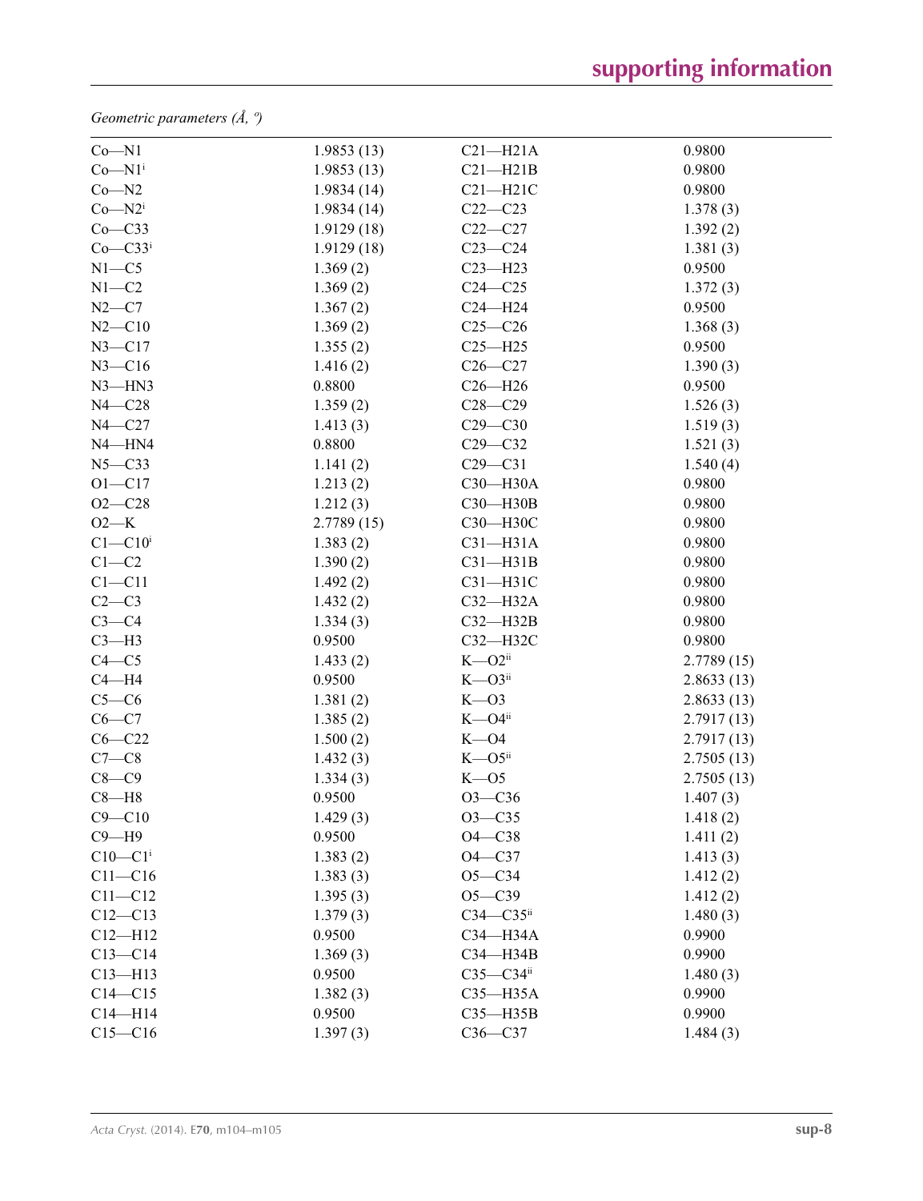*Geometric parameters (Å, º)*

| | | | |
|---|---|---|---|
| Co—N1 | 1.9853 (13) | C21—H21A | 0.9800 |
| Co—N1$^{i}$ | 1.9853 (13) | C21—H21B | 0.9800 |
| Co—N2 | 1.9834 (14) | C21—H21C | 0.9800 |
| Co—N2$^{i}$ | 1.9834 (14) | C22—C23 | 1.378 (3) |
| Co—C33 | 1.9129 (18) | C22—C27 | 1.392 (2) |
| Co—C33$^{i}$ | 1.9129 (18) | C23—C24 | 1.381 (3) |
| N1—C5 | 1.369 (2) | C23—H23 | 0.9500 |
| N1—C2 | 1.369 (2) | C24—C25 | 1.372 (3) |
| N2—C7 | 1.367 (2) | C24—H24 | 0.9500 |
| N2—C10 | 1.369 (2) | C25—C26 | 1.368 (3) |
| N3—C17 | 1.355 (2) | C25—H25 | 0.9500 |
| N3—C16 | 1.416 (2) | C26—C27 | 1.390 (3) |
| N3—HN3 | 0.8800 | C26—H26 | 0.9500 |
| N4—C28 | 1.359 (2) | C28—C29 | 1.526 (3) |
| N4—C27 | 1.413 (3) | C29—C30 | 1.519 (3) |
| N4—HN4 | 0.8800 | C29—C32 | 1.521 (3) |
| N5—C33 | 1.141 (2) | C29—C31 | 1.540 (4) |
| O1—C17 | 1.213 (2) | C30—H30A | 0.9800 |
| O2—C28 | 1.212 (3) | C30—H30B | 0.9800 |
| O2—K | 2.7789 (15) | C30—H30C | 0.9800 |
| C1—C10$^{i}$ | 1.383 (2) | C31—H31A | 0.9800 |
| C1—C2 | 1.390 (2) | C31—H31B | 0.9800 |
| C1—C11 | 1.492 (2) | C31—H31C | 0.9800 |
| C2—C3 | 1.432 (2) | C32—H32A | 0.9800 |
| C3—C4 | 1.334 (3) | C32—H32B | 0.9800 |
| C3—H3 | 0.9500 | C32—H32C | 0.9800 |
| C4—C5 | 1.433 (2) | K—O2$^{ii}$ | 2.7789 (15) |
| C4—H4 | 0.9500 | K—O3$^{ii}$ | 2.8633 (13) |
| C5—C6 | 1.381 (2) | K—O3 | 2.8633 (13) |
| C6—C7 | 1.385 (2) | K—O4$^{ii}$ | 2.7917 (13) |
| C6—C22 | 1.500 (2) | K—O4 | 2.7917 (13) |
| C7—C8 | 1.432 (3) | K—O5$^{ii}$ | 2.7505 (13) |
| C8—C9 | 1.334 (3) | K—O5 | 2.7505 (13) |
| C8—H8 | 0.9500 | O3—C36 | 1.407 (3) |
| C9—C10 | 1.429 (3) | O3—C35 | 1.418 (2) |
| C9—H9 | 0.9500 | O4—C38 | 1.411 (2) |
| C10—C1$^{i}$ | 1.383 (2) | O4—C37 | 1.413 (3) |
| C11—C16 | 1.383 (3) | O5—C34 | 1.412 (2) |
| C11—C12 | 1.395 (3) | O5—C39 | 1.412 (2) |
| C12—C13 | 1.379 (3) | C34—C35$^{ii}$ | 1.480 (3) |
| C12—H12 | 0.9500 | C34—H34A | 0.9900 |
| C13—C14 | 1.369 (3) | C34—H34B | 0.9900 |
| C13—H13 | 0.9500 | C35—C34$^{ii}$ | 1.480 (3) |
| C14—C15 | 1.382 (3) | C35—H35A | 0.9900 |
| C14—H14 | 0.9500 | C35—H35B | 0.9900 |
| C15—C16 | 1.397 (3) | C36—C37 | 1.484 (3) |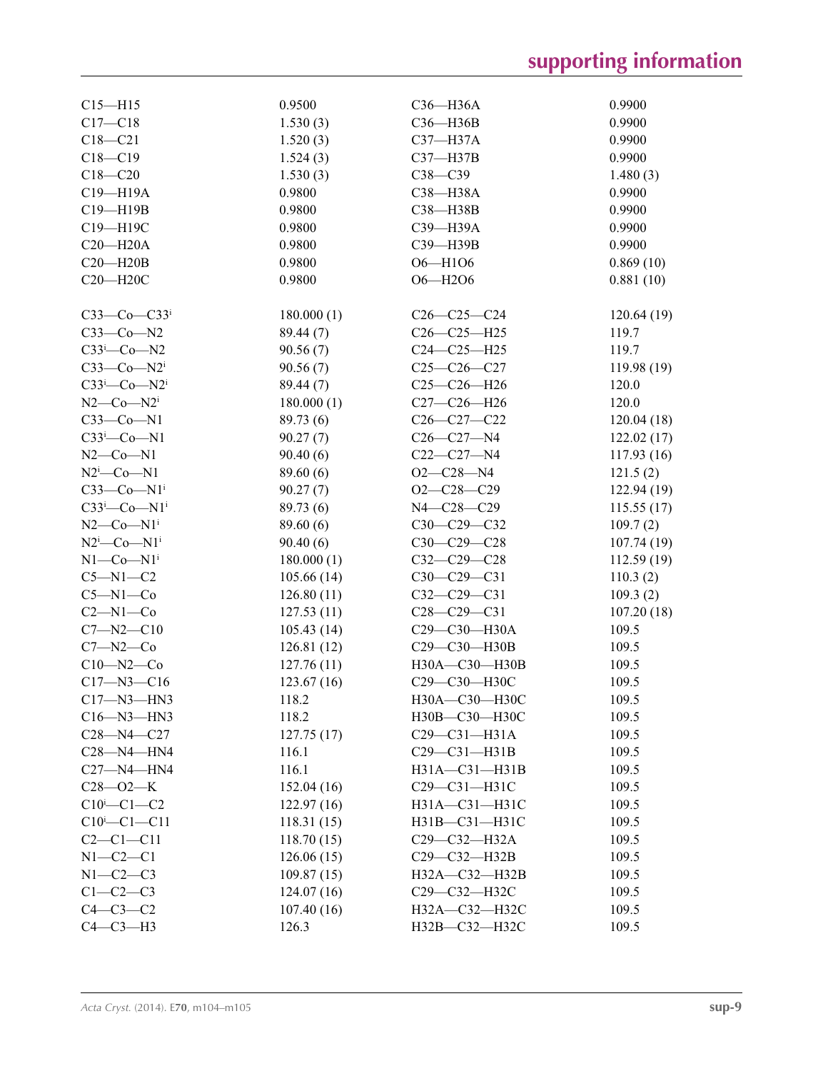| | | | |
|---|---|---|---|
| C15—H15 | 0.9500 | C36—H36A | 0.9900 |
| C17—C18 | 1.530 (3) | C36—H36B | 0.9900 |
| C18—C21 | 1.520 (3) | C37—H37A | 0.9900 |
| C18—C19 | 1.524 (3) | C37—H37B | 0.9900 |
| C18—C20 | 1.530 (3) | C38—C39 | 1.480 (3) |
| C19—H19A | 0.9800 | C38—H38A | 0.9900 |
| C19—H19B | 0.9800 | C38—H38B | 0.9900 |
| C19—H19C | 0.9800 | C39—H39A | 0.9900 |
| C20—H20A | 0.9800 | C39—H39B | 0.9900 |
| C20—H20B | 0.9800 | O6—H1O6 | 0.869 (10) |
| C20—H20C | 0.9800 | O6—H2O6 | 0.881 (10) |
| | | | |
| C33—Co—C33$^{i}$ | 180.000 (1) | C26—C25—C24 | 120.64 (19) |
| C33—Co—N2 | 89.44 (7) | C26—C25—H25 | 119.7 |
| C33$^{i}$—Co—N2 | 90.56 (7) | C24—C25—H25 | 119.7 |
| C33—Co—N2$^{i}$ | 90.56 (7) | C25—C26—C27 | 119.98 (19) |
| C33$^{i}$—Co—N2$^{i}$ | 89.44 (7) | C25—C26—H26 | 120.0 |
| N2—Co—N2$^{i}$ | 180.000 (1) | C27—C26—H26 | 120.0 |
| C33—Co—N1 | 89.73 (6) | C26—C27—C22 | 120.04 (18) |
| C33$^{i}$—Co—N1 | 90.27 (7) | C26—C27—N4 | 122.02 (17) |
| N2—Co—N1 | 90.40 (6) | C22—C27—N4 | 117.93 (16) |
| N2$^{i}$—Co—N1 | 89.60 (6) | O2—C28—N4 | 121.5 (2) |
| C33—Co—N1$^{i}$ | 90.27 (7) | O2—C28—C29 | 122.94 (19) |
| C33$^{i}$—Co—N1$^{i}$ | 89.73 (6) | N4—C28—C29 | 115.55 (17) |
| N2—Co—N1$^{i}$ | 89.60 (6) | C30—C29—C32 | 109.7 (2) |
| N2$^{i}$—Co—N1$^{i}$ | 90.40 (6) | C30—C29—C28 | 107.74 (19) |
| N1—Co—N1$^{i}$ | 180.000 (1) | C32—C29—C28 | 112.59 (19) |
| C5—N1—C2 | 105.66 (14) | C30—C29—C31 | 110.3 (2) |
| C5—N1—Co | 126.80 (11) | C32—C29—C31 | 109.3 (2) |
| C2—N1—Co | 127.53 (11) | C28—C29—C31 | 107.20 (18) |
| C7—N2—C10 | 105.43 (14) | C29—C30—H30A | 109.5 |
| C7—N2—Co | 126.81 (12) | C29—C30—H30B | 109.5 |
| C10—N2—Co | 127.76 (11) | H30A—C30—H30B | 109.5 |
| C17—N3—C16 | 123.67 (16) | C29—C30—H30C | 109.5 |
| C17—N3—HN3 | 118.2 | H30A—C30—H30C | 109.5 |
| C16—N3—HN3 | 118.2 | H30B—C30—H30C | 109.5 |
| C28—N4—C27 | 127.75 (17) | C29—C31—H31A | 109.5 |
| C28—N4—HN4 | 116.1 | C29—C31—H31B | 109.5 |
| C27—N4—HN4 | 116.1 | H31A—C31—H31B | 109.5 |
| C28—O2—K | 152.04 (16) | C29—C31—H31C | 109.5 |
| C10$^{i}$—C1—C2 | 122.97 (16) | H31A—C31—H31C | 109.5 |
| C10$^{i}$—C1—C11 | 118.31 (15) | H31B—C31—H31C | 109.5 |
| C2—C1—C11 | 118.70 (15) | C29—C32—H32A | 109.5 |
| N1—C2—C1 | 126.06 (15) | C29—C32—H32B | 109.5 |
| N1—C2—C3 | 109.87 (15) | H32A—C32—H32B | 109.5 |
| C1—C2—C3 | 124.07 (16) | C29—C32—H32C | 109.5 |
| C4—C3—C2 | 107.40 (16) | H32A—C32—H32C | 109.5 |
| C4—C3—H3 | 126.3 | H32B—C32—H32C | 109.5 |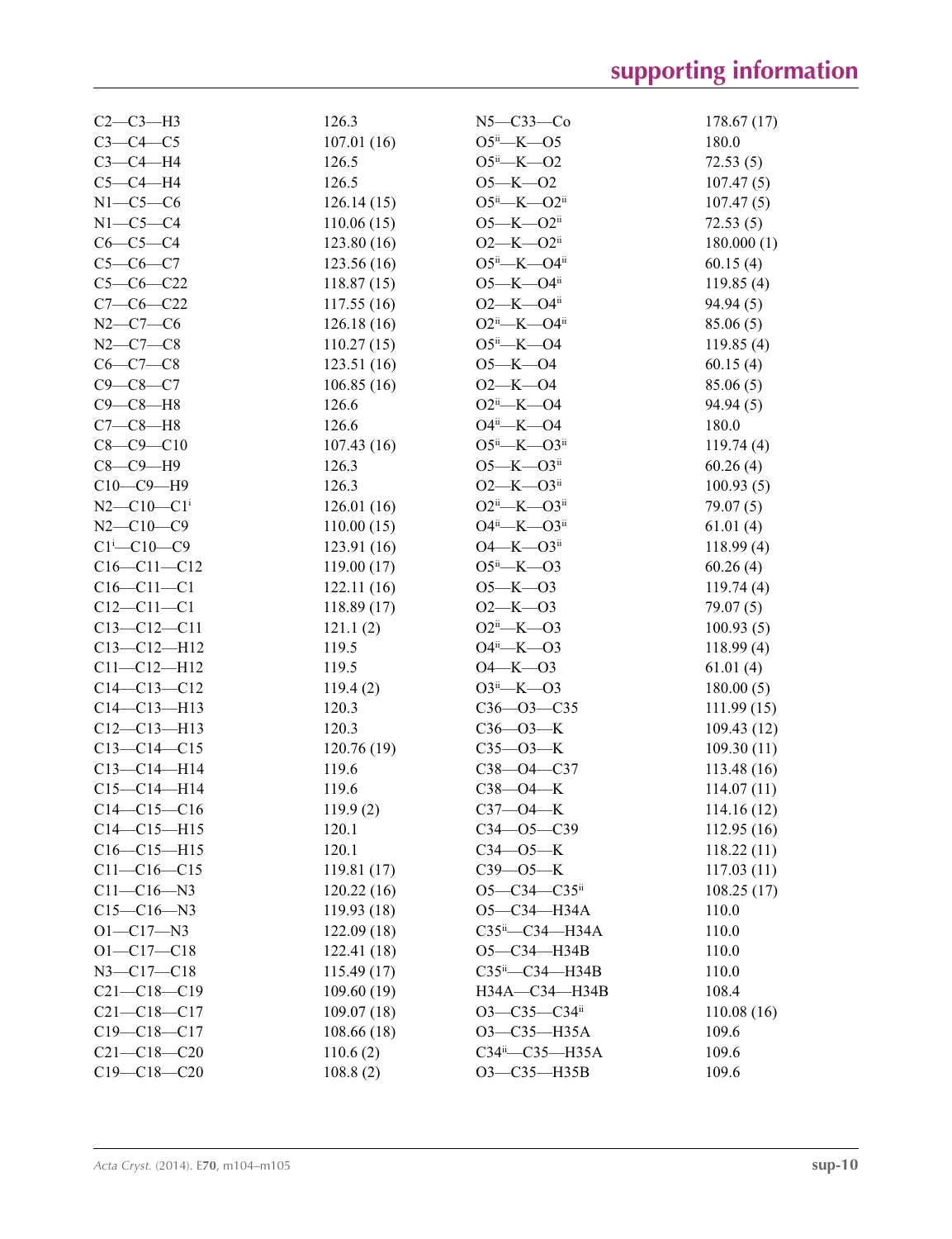| | | | |
|---|---|---|---|
| C2—C3—H3 | 126.3 | N5—C33—Co | 178.67 (17) |
| C3—C4—C5 | 107.01 (16) | O5[ii]—K—O5 | 180.0 |
| C3—C4—H4 | 126.5 | O5[ii]—K—O2 | 72.53 (5) |
| C5—C4—H4 | 126.5 | O5—K—O2 | 107.47 (5) |
| N1—C5—C6 | 126.14 (15) | O5[ii]—K—O2[ii] | 107.47 (5) |
| N1—C5—C4 | 110.06 (15) | O5—K—O2[ii] | 72.53 (5) |
| C6—C5—C4 | 123.80 (16) | O2—K—O2[ii] | 180.000 (1) |
| C5—C6—C7 | 123.56 (16) | O5[ii]—K—O4[ii] | 60.15 (4) |
| C5—C6—C22 | 118.87 (15) | O5—K—O4[ii] | 119.85 (4) |
| C7—C6—C22 | 117.55 (16) | O2—K—O4[ii] | 94.94 (5) |
| N2—C7—C6 | 126.18 (16) | O2[ii]—K—O4[ii] | 85.06 (5) |
| N2—C7—C8 | 110.27 (15) | O5[ii]—K—O4 | 119.85 (4) |
| C6—C7—C8 | 123.51 (16) | O5—K—O4 | 60.15 (4) |
| C9—C8—C7 | 106.85 (16) | O2—K—O4 | 85.06 (5) |
| C9—C8—H8 | 126.6 | O2[ii]—K—O4 | 94.94 (5) |
| C7—C8—H8 | 126.6 | O4[ii]—K—O4 | 180.0 |
| C8—C9—C10 | 107.43 (16) | O5[ii]—K—O3[ii] | 119.74 (4) |
| C8—C9—H9 | 126.3 | O5—K—O3[ii] | 60.26 (4) |
| C10—C9—H9 | 126.3 | O2—K—O3[ii] | 100.93 (5) |
| N2—C10—C1[i] | 126.01 (16) | O2[ii]—K—O3[ii] | 79.07 (5) |
| N2—C10—C9 | 110.00 (15) | O4[ii]—K—O3[ii] | 61.01 (4) |
| C1[i]—C10—C9 | 123.91 (16) | O4—K—O3[ii] | 118.99 (4) |
| C16—C11—C12 | 119.00 (17) | O5[ii]—K—O3 | 60.26 (4) |
| C16—C11—C1 | 122.11 (16) | O5—K—O3 | 119.74 (4) |
| C12—C11—C1 | 118.89 (17) | O2—K—O3 | 79.07 (5) |
| C13—C12—C11 | 121.1 (2) | O2[ii]—K—O3 | 100.93 (5) |
| C13—C12—H12 | 119.5 | O4[ii]—K—O3 | 118.99 (4) |
| C11—C12—H12 | 119.5 | O4—K—O3 | 61.01 (4) |
| C14—C13—C12 | 119.4 (2) | O3[ii]—K—O3 | 180.00 (5) |
| C14—C13—H13 | 120.3 | C36—O3—C35 | 111.99 (15) |
| C12—C13—H13 | 120.3 | C36—O3—K | 109.43 (12) |
| C13—C14—C15 | 120.76 (19) | C35—O3—K | 109.30 (11) |
| C13—C14—H14 | 119.6 | C38—O4—C37 | 113.48 (16) |
| C15—C14—H14 | 119.6 | C38—O4—K | 114.07 (11) |
| C14—C15—C16 | 119.9 (2) | C37—O4—K | 114.16 (12) |
| C14—C15—H15 | 120.1 | C34—O5—C39 | 112.95 (16) |
| C16—C15—H15 | 120.1 | C34—O5—K | 118.22 (11) |
| C11—C16—C15 | 119.81 (17) | C39—O5—K | 117.03 (11) |
| C11—C16—N3 | 120.22 (16) | O5—C34—C35[ii] | 108.25 (17) |
| C15—C16—N3 | 119.93 (18) | O5—C34—H34A | 110.0 |
| O1—C17—N3 | 122.09 (18) | C35[ii]—C34—H34A | 110.0 |
| O1—C17—C18 | 122.41 (18) | O5—C34—H34B | 110.0 |
| N3—C17—C18 | 115.49 (17) | C35[ii]—C34—H34B | 110.0 |
| C21—C18—C19 | 109.60 (19) | H34A—C34—H34B | 108.4 |
| C21—C18—C17 | 109.07 (18) | O3—C35—C34[ii] | 110.08 (16) |
| C19—C18—C17 | 108.66 (18) | O3—C35—H35A | 109.6 |
| C21—C18—C20 | 110.6 (2) | C34[ii]—C35—H35A | 109.6 |
| C19—C18—C20 | 108.8 (2) | O3—C35—H35B | 109.6 |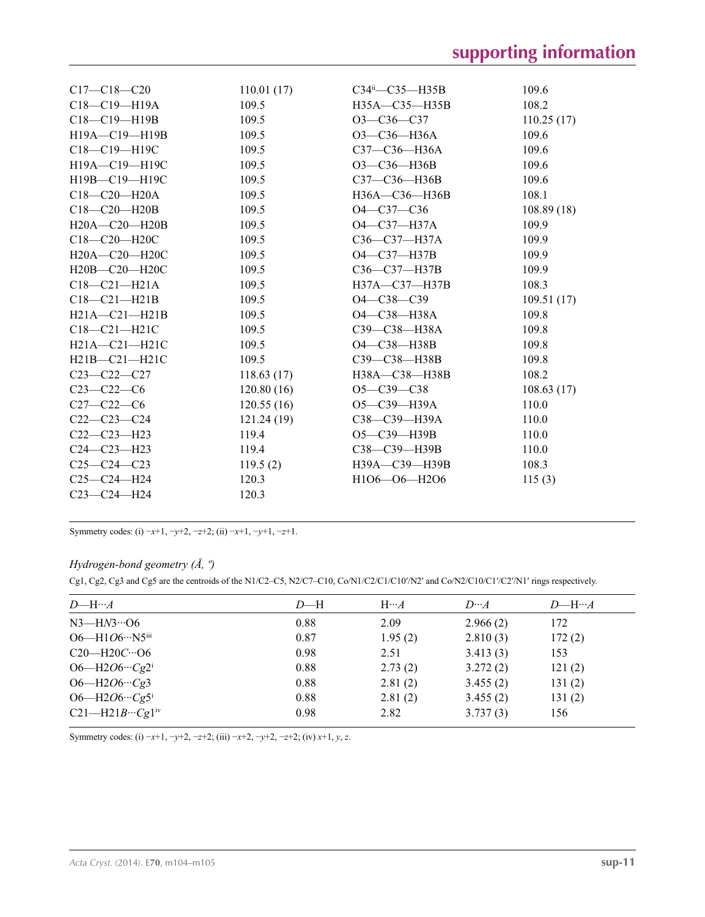| | | | |
|---|---|---|---|
| C17—C18—C20 | 110.01 (17) | C34$^{ii}$—C35—H35B | 109.6 |
| C18—C19—H19A | 109.5 | H35A—C35—H35B | 108.2 |
| C18—C19—H19B | 109.5 | O3—C36—C37 | 110.25 (17) |
| H19A—C19—H19B | 109.5 | O3—C36—H36A | 109.6 |
| C18—C19—H19C | 109.5 | C37—C36—H36A | 109.6 |
| H19A—C19—H19C | 109.5 | O3—C36—H36B | 109.6 |
| H19B—C19—H19C | 109.5 | C37—C36—H36B | 109.6 |
| C18—C20—H20A | 109.5 | H36A—C36—H36B | 108.1 |
| C18—C20—H20B | 109.5 | O4—C37—C36 | 108.89 (18) |
| H20A—C20—H20B | 109.5 | O4—C37—H37A | 109.9 |
| C18—C20—H20C | 109.5 | C36—C37—H37A | 109.9 |
| H20A—C20—H20C | 109.5 | O4—C37—H37B | 109.9 |
| H20B—C20—H20C | 109.5 | C36—C37—H37B | 109.9 |
| C18—C21—H21A | 109.5 | H37A—C37—H37B | 108.3 |
| C18—C21—H21B | 109.5 | O4—C38—C39 | 109.51 (17) |
| H21A—C21—H21B | 109.5 | O4—C38—H38A | 109.8 |
| C18—C21—H21C | 109.5 | C39—C38—H38A | 109.8 |
| H21A—C21—H21C | 109.5 | O4—C38—H38B | 109.8 |
| H21B—C21—H21C | 109.5 | C39—C38—H38B | 109.8 |
| C23—C22—C27 | 118.63 (17) | H38A—C38—H38B | 108.2 |
| C23—C22—C6 | 120.80 (16) | O5—C39—C38 | 108.63 (17) |
| C27—C22—C6 | 120.55 (16) | O5—C39—H39A | 110.0 |
| C22—C23—C24 | 121.24 (19) | C38—C39—H39A | 110.0 |
| C22—C23—H23 | 119.4 | O5—C39—H39B | 110.0 |
| C24—C23—H23 | 119.4 | C38—C39—H39B | 110.0 |
| C25—C24—C23 | 119.5 (2) | H39A—C39—H39B | 108.3 |
| C25—C24—H24 | 120.3 | H1O6—O6—H2O6 | 115 (3) |
| C23—C24—H24 | 120.3 | | |

Symmetry codes: (i) $-x+1, -y+2, -z+2$; (ii) $-x+1, -y+1, -z+1$.

### *Hydrogen-bond geometry (Å, º)*

Cg1, Cg2, Cg3 and Cg5 are the centroids of the N1/C2–C5, N2/C7–C10, Co/N1/C2/C1/C10′/N2′ and Co/N2/C10/C1′/C2′/N1′ rings respectively.

| *D*—H···*A* | *D*—H | H···*A* | *D*···*A* | *D*—H···*A* |
|---|---|---|---|---|
| N3—H*N*3···O6 | 0.88 | 2.09 | 2.966 (2) | 172 |
| O6—H1*O*6···N5$^{iii}$ | 0.87 | 1.95 (2) | 2.810 (3) | 172 (2) |
| C20—H20*C*···O6 | 0.98 | 2.51 | 3.413 (3) | 153 |
| O6—H2*O*6···*Cg*2$^{i}$ | 0.88 | 2.73 (2) | 3.272 (2) | 121 (2) |
| O6—H2*O*6···*Cg*3 | 0.88 | 2.81 (2) | 3.455 (2) | 131 (2) |
| O6—H2*O*6···*Cg*5$^{i}$ | 0.88 | 2.81 (2) | 3.455 (2) | 131 (2) |
| C21—H21*B*···*Cg*1$^{iv}$ | 0.98 | 2.82 | 3.737 (3) | 156 |

Symmetry codes: (i) $-x+1, -y+2, -z+2$; (iii) $-x+2, -y+2, -z+2$; (iv) $x+1, y, z$.